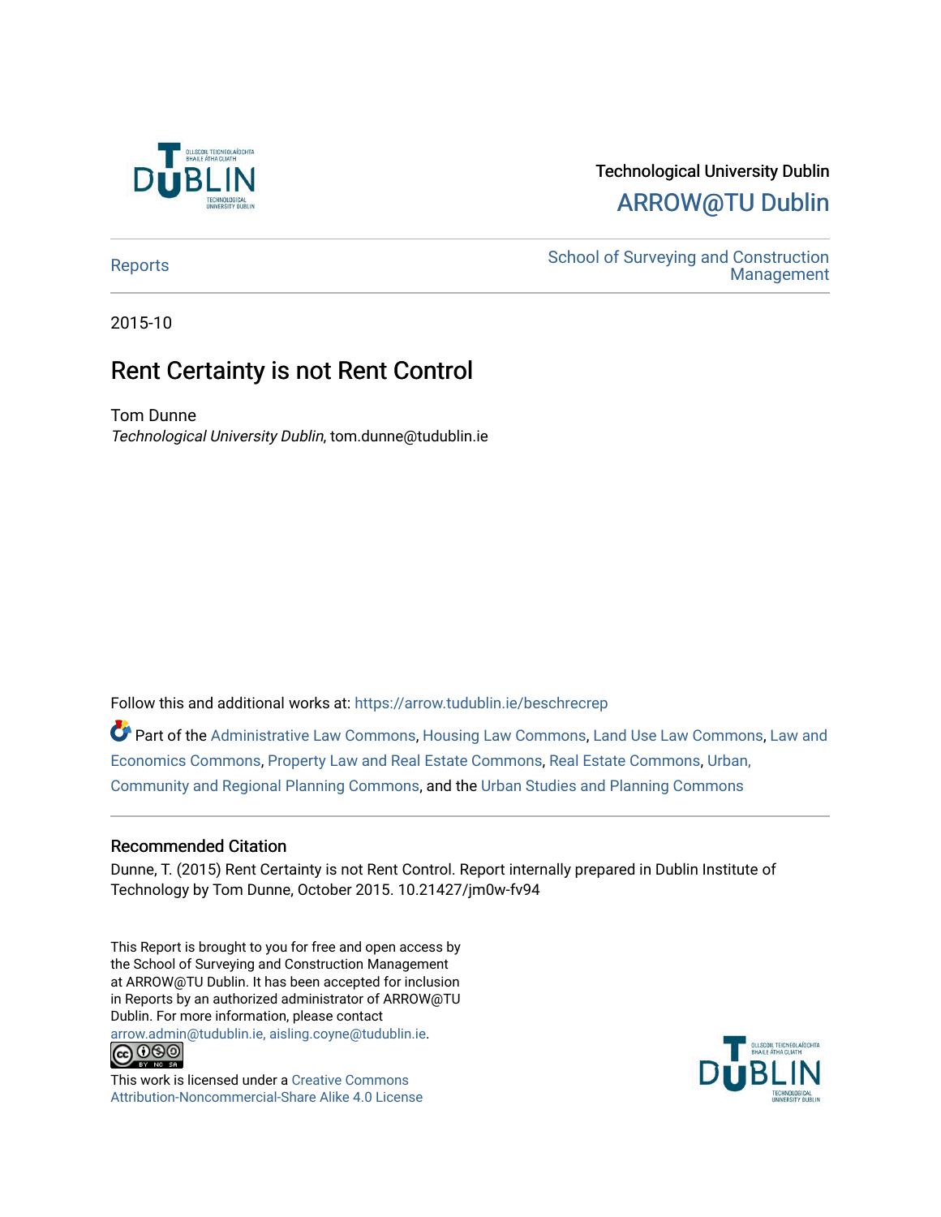Technological University Dublin

ARROW@TU Dublin

Reports

School of Surveying and Construction Management

2015-10

# Rent Certainty is not Rent Control

Tom Dunne

*Technological University Dublin*, tom.dunne@tudublin.ie

Follow this and additional works at: https://arrow.tudublin.ie/beschrecrep

Part of the Administrative Law Commons, Housing Law Commons, Land Use Law Commons, Law and Economics Commons, Property Law and Real Estate Commons, Real Estate Commons, Urban, Community and Regional Planning Commons, and the Urban Studies and Planning Commons

## Recommended Citation

Dunne, T. (2015) Rent Certainty is not Rent Control. Report internally prepared in Dublin Institute of Technology by Tom Dunne, October 2015. 10.21427/jm0w-fv94

This Report is brought to you for free and open access by the School of Surveying and Construction Management at ARROW@TU Dublin. It has been accepted for inclusion in Reports by an authorized administrator of ARROW@TU Dublin. For more information, please contact arrow.admin@tudublin.ie, aisling.coyne@tudublin.ie.

This work is licensed under a Creative Commons Attribution-Noncommercial-Share Alike 4.0 License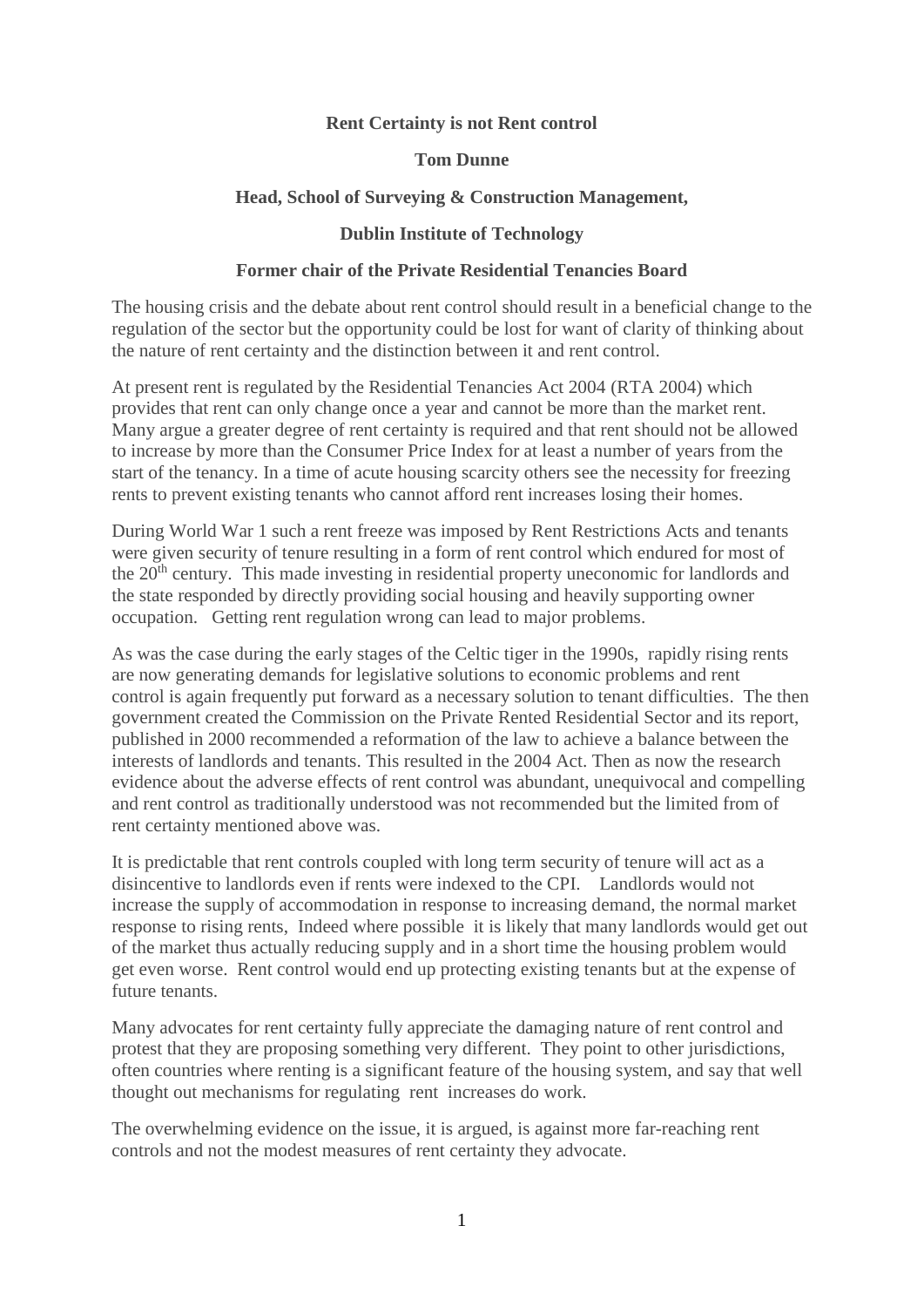**Rent Certainty is not Rent control**

**Tom Dunne**

**Head, School of Surveying & Construction Management,**

**Dublin Institute of Technology**

**Former chair of the Private Residential Tenancies Board**

The housing crisis and the debate about rent control should result in a beneficial change to the regulation of the sector but the opportunity could be lost for want of clarity of thinking about the nature of rent certainty and the distinction between it and rent control.

At present rent is regulated by the Residential Tenancies Act 2004 (RTA 2004) which provides that rent can only change once a year and cannot be more than the market rent. Many argue a greater degree of rent certainty is required and that rent should not be allowed to increase by more than the Consumer Price Index for at least a number of years from the start of the tenancy. In a time of acute housing scarcity others see the necessity for freezing rents to prevent existing tenants who cannot afford rent increases losing their homes.

During World War 1 such a rent freeze was imposed by Rent Restrictions Acts and tenants were given security of tenure resulting in a form of rent control which endured for most of the 20th century. This made investing in residential property uneconomic for landlords and the state responded by directly providing social housing and heavily supporting owner occupation. Getting rent regulation wrong can lead to major problems.

As was the case during the early stages of the Celtic tiger in the 1990s, rapidly rising rents are now generating demands for legislative solutions to economic problems and rent control is again frequently put forward as a necessary solution to tenant difficulties. The then government created the Commission on the Private Rented Residential Sector and its report, published in 2000 recommended a reformation of the law to achieve a balance between the interests of landlords and tenants. This resulted in the 2004 Act. Then as now the research evidence about the adverse effects of rent control was abundant, unequivocal and compelling and rent control as traditionally understood was not recommended but the limited from of rent certainty mentioned above was.

It is predictable that rent controls coupled with long term security of tenure will act as a disincentive to landlords even if rents were indexed to the CPI. Landlords would not increase the supply of accommodation in response to increasing demand, the normal market response to rising rents, Indeed where possible it is likely that many landlords would get out of the market thus actually reducing supply and in a short time the housing problem would get even worse. Rent control would end up protecting existing tenants but at the expense of future tenants.

Many advocates for rent certainty fully appreciate the damaging nature of rent control and protest that they are proposing something very different. They point to other jurisdictions, often countries where renting is a significant feature of the housing system, and say that well thought out mechanisms for regulating rent increases do work.

The overwhelming evidence on the issue, it is argued, is against more far-reaching rent controls and not the modest measures of rent certainty they advocate.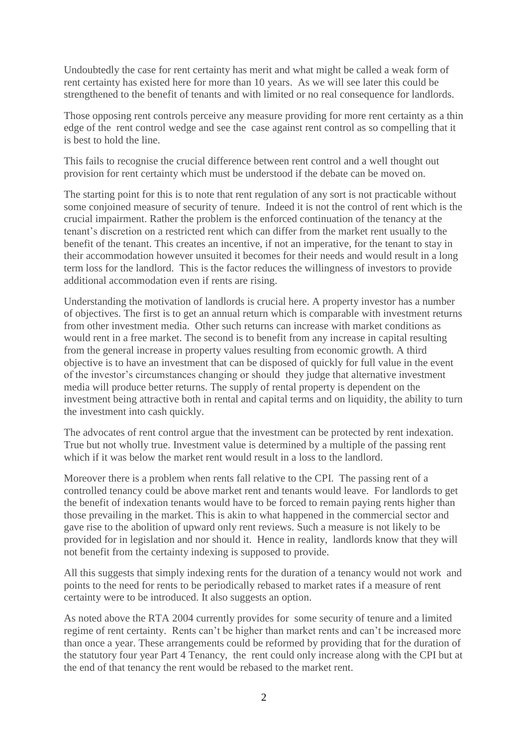Undoubtedly the case for rent certainty has merit and what might be called a weak form of rent certainty has existed here for more than 10 years. As we will see later this could be strengthened to the benefit of tenants and with limited or no real consequence for landlords.

Those opposing rent controls perceive any measure providing for more rent certainty as a thin edge of the rent control wedge and see the case against rent control as so compelling that it is best to hold the line.

This fails to recognise the crucial difference between rent control and a well thought out provision for rent certainty which must be understood if the debate can be moved on.

The starting point for this is to note that rent regulation of any sort is not practicable without some conjoined measure of security of tenure. Indeed it is not the control of rent which is the crucial impairment. Rather the problem is the enforced continuation of the tenancy at the tenant's discretion on a restricted rent which can differ from the market rent usually to the benefit of the tenant. This creates an incentive, if not an imperative, for the tenant to stay in their accommodation however unsuited it becomes for their needs and would result in a long term loss for the landlord. This is the factor reduces the willingness of investors to provide additional accommodation even if rents are rising.

Understanding the motivation of landlords is crucial here. A property investor has a number of objectives. The first is to get an annual return which is comparable with investment returns from other investment media. Other such returns can increase with market conditions as would rent in a free market. The second is to benefit from any increase in capital resulting from the general increase in property values resulting from economic growth. A third objective is to have an investment that can be disposed of quickly for full value in the event of the investor's circumstances changing or should they judge that alternative investment media will produce better returns. The supply of rental property is dependent on the investment being attractive both in rental and capital terms and on liquidity, the ability to turn the investment into cash quickly.

The advocates of rent control argue that the investment can be protected by rent indexation. True but not wholly true. Investment value is determined by a multiple of the passing rent which if it was below the market rent would result in a loss to the landlord.

Moreover there is a problem when rents fall relative to the CPI. The passing rent of a controlled tenancy could be above market rent and tenants would leave. For landlords to get the benefit of indexation tenants would have to be forced to remain paying rents higher than those prevailing in the market. This is akin to what happened in the commercial sector and gave rise to the abolition of upward only rent reviews. Such a measure is not likely to be provided for in legislation and nor should it. Hence in reality, landlords know that they will not benefit from the certainty indexing is supposed to provide.

All this suggests that simply indexing rents for the duration of a tenancy would not work and points to the need for rents to be periodically rebased to market rates if a measure of rent certainty were to be introduced. It also suggests an option.

As noted above the RTA 2004 currently provides for some security of tenure and a limited regime of rent certainty. Rents can't be higher than market rents and can't be increased more than once a year. These arrangements could be reformed by providing that for the duration of the statutory four year Part 4 Tenancy, the rent could only increase along with the CPI but at the end of that tenancy the rent would be rebased to the market rent.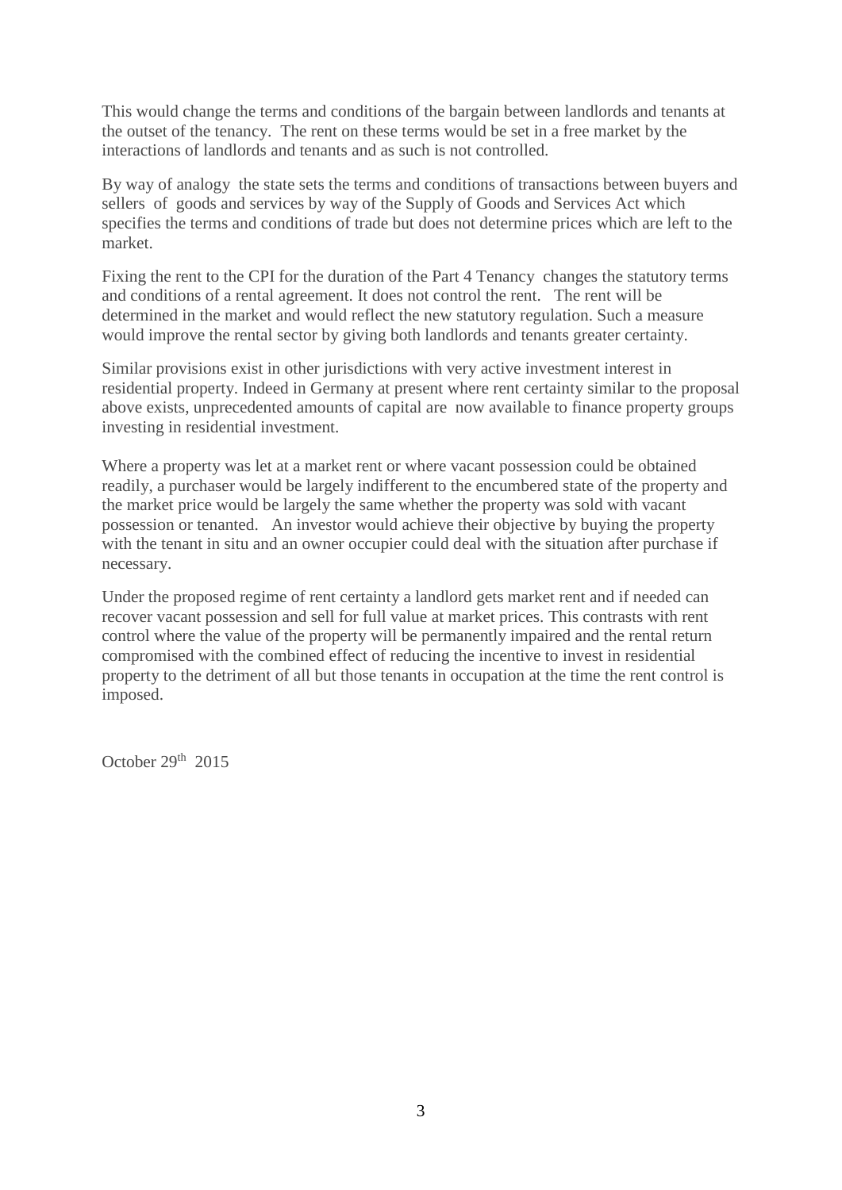This would change the terms and conditions of the bargain between landlords and tenants at the outset of the tenancy. The rent on these terms would be set in a free market by the interactions of landlords and tenants and as such is not controlled.

By way of analogy the state sets the terms and conditions of transactions between buyers and sellers of goods and services by way of the Supply of Goods and Services Act which specifies the terms and conditions of trade but does not determine prices which are left to the market.

Fixing the rent to the CPI for the duration of the Part 4 Tenancy changes the statutory terms and conditions of a rental agreement. It does not control the rent. The rent will be determined in the market and would reflect the new statutory regulation. Such a measure would improve the rental sector by giving both landlords and tenants greater certainty.

Similar provisions exist in other jurisdictions with very active investment interest in residential property. Indeed in Germany at present where rent certainty similar to the proposal above exists, unprecedented amounts of capital are now available to finance property groups investing in residential investment.

Where a property was let at a market rent or where vacant possession could be obtained readily, a purchaser would be largely indifferent to the encumbered state of the property and the market price would be largely the same whether the property was sold with vacant possession or tenanted. An investor would achieve their objective by buying the property with the tenant in situ and an owner occupier could deal with the situation after purchase if necessary.

Under the proposed regime of rent certainty a landlord gets market rent and if needed can recover vacant possession and sell for full value at market prices. This contrasts with rent control where the value of the property will be permanently impaired and the rental return compromised with the combined effect of reducing the incentive to invest in residential property to the detriment of all but those tenants in occupation at the time the rent control is imposed.

October 29th 2015